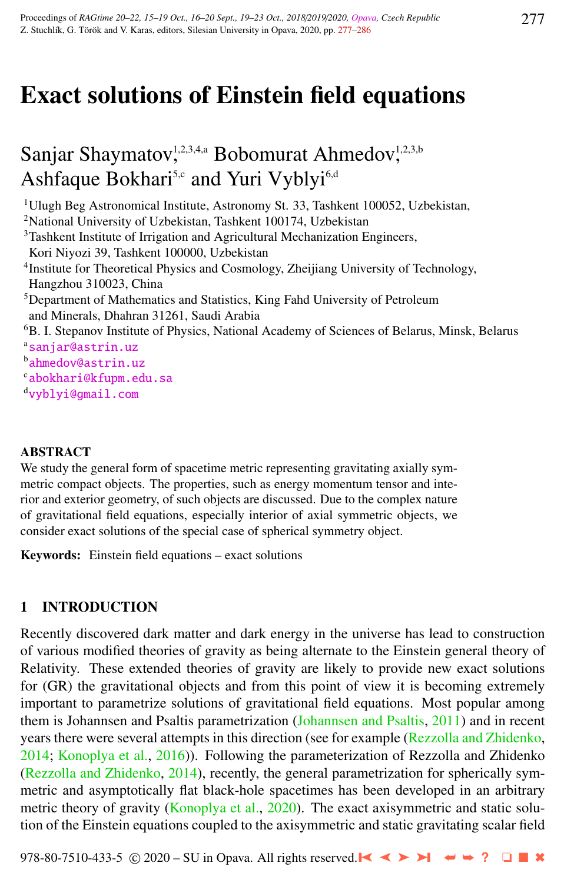# Exact solutions of Einstein field equations

Sanjar Shaymatov,[1,2,3,4,a] Bobomurat Ahmedov,[1,2,3,b] Ashfaque Bokhari[5,c] and Yuri Vyblyi[6,d]

[1]Ulugh Beg Astronomical Institute, Astronomy St. 33, Tashkent 100052, Uzbekistan,
[2]National University of Uzbekistan, Tashkent 100174, Uzbekistan
[3]Tashkent Institute of Irrigation and Agricultural Mechanization Engineers, Kori Niyozi 39, Tashkent 100000, Uzbekistan
[4]Institute for Theoretical Physics and Cosmology, Zheijiang University of Technology, Hangzhou 310023, China
[5]Department of Mathematics and Statistics, King Fahd University of Petroleum and Minerals, Dhahran 31261, Saudi Arabia
[6]B. I. Stepanov Institute of Physics, National Academy of Sciences of Belarus, Minsk, Belarus
[a]sanjar@astrin.uz
[b]ahmedov@astrin.uz
[c]abokhari@kfupm.edu.sa
[d]vyblyi@gmail.com

## ABSTRACT

We study the general form of spacetime metric representing gravitating axially symmetric compact objects. The properties, such as energy momentum tensor and interior and exterior geometry, of such objects are discussed. Due to the complex nature of gravitational field equations, especially interior of axial symmetric objects, we consider exact solutions of the special case of spherical symmetry object.

**Keywords:** Einstein field equations – exact solutions

## 1 INTRODUCTION

Recently discovered dark matter and dark energy in the universe has lead to construction of various modified theories of gravity as being alternate to the Einstein general theory of Relativity. These extended theories of gravity are likely to provide new exact solutions for (GR) the gravitational objects and from this point of view it is becoming extremely important to parametrize solutions of gravitational field equations. Most popular among them is Johannsen and Psaltis parametrization (Johannsen and Psaltis, 2011) and in recent years there were several attempts in this direction (see for example (Rezzolla and Zhidenko, 2014; Konoplya et al., 2016)). Following the parameterization of Rezzolla and Zhidenko (Rezzolla and Zhidenko, 2014), recently, the general parametrization for spherically symmetric and asymptotically flat black-hole spacetimes has been developed in an arbitrary metric theory of gravity (Konoplya et al., 2020). The exact axisymmetric and static solution of the Einstein equations coupled to the axisymmetric and static gravitating scalar field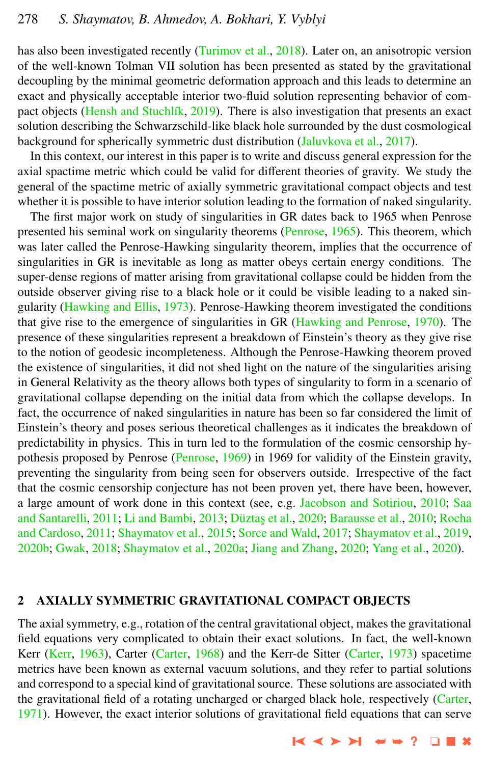has also been investigated recently (Turimov et al., 2018). Later on, an anisotropic version of the well-known Tolman VII solution has been presented as stated by the gravitational decoupling by the minimal geometric deformation approach and this leads to determine an exact and physically acceptable interior two-fluid solution representing behavior of compact objects (Hensh and Stuchlík, 2019). There is also investigation that presents an exact solution describing the Schwarzschild-like black hole surrounded by the dust cosmological background for spherically symmetric dust distribution (Jaluvkova et al., 2017).

In this context, our interest in this paper is to write and discuss general expression for the axial spactime metric which could be valid for different theories of gravity. We study the general of the spactime metric of axially symmetric gravitational compact objects and test whether it is possible to have interior solution leading to the formation of naked singularity.

The first major work on study of singularities in GR dates back to 1965 when Penrose presented his seminal work on singularity theorems (Penrose, 1965). This theorem, which was later called the Penrose-Hawking singularity theorem, implies that the occurrence of singularities in GR is inevitable as long as matter obeys certain energy conditions. The super-dense regions of matter arising from gravitational collapse could be hidden from the outside observer giving rise to a black hole or it could be visible leading to a naked singularity (Hawking and Ellis, 1973). Penrose-Hawking theorem investigated the conditions that give rise to the emergence of singularities in GR (Hawking and Penrose, 1970). The presence of these singularities represent a breakdown of Einstein's theory as they give rise to the notion of geodesic incompleteness. Although the Penrose-Hawking theorem proved the existence of singularities, it did not shed light on the nature of the singularities arising in General Relativity as the theory allows both types of singularity to form in a scenario of gravitational collapse depending on the initial data from which the collapse develops. In fact, the occurrence of naked singularities in nature has been so far considered the limit of Einstein's theory and poses serious theoretical challenges as it indicates the breakdown of predictability in physics. This in turn led to the formulation of the cosmic censorship hypothesis proposed by Penrose (Penrose, 1969) in 1969 for validity of the Einstein gravity, preventing the singularity from being seen for observers outside. Irrespective of the fact that the cosmic censorship conjecture has not been proven yet, there have been, however, a large amount of work done in this context (see, e.g. Jacobson and Sotiriou, 2010; Saa and Santarelli, 2011; Li and Bambi, 2013; Düztaş et al., 2020; Barausse et al., 2010; Rocha and Cardoso, 2011; Shaymatov et al., 2015; Sorce and Wald, 2017; Shaymatov et al., 2019, 2020b; Gwak, 2018; Shaymatov et al., 2020a; Jiang and Zhang, 2020; Yang et al., 2020).

## 2 AXIALLY SYMMETRIC GRAVITATIONAL COMPACT OBJECTS

The axial symmetry, e.g., rotation of the central gravitational object, makes the gravitational field equations very complicated to obtain their exact solutions. In fact, the well-known Kerr (Kerr, 1963), Carter (Carter, 1968) and the Kerr-de Sitter (Carter, 1973) spacetime metrics have been known as external vacuum solutions, and they refer to partial solutions and correspond to a special kind of gravitational source. These solutions are associated with the gravitational field of a rotating uncharged or charged black hole, respectively (Carter, 1971). However, the exact interior solutions of gravitational field equations that can serve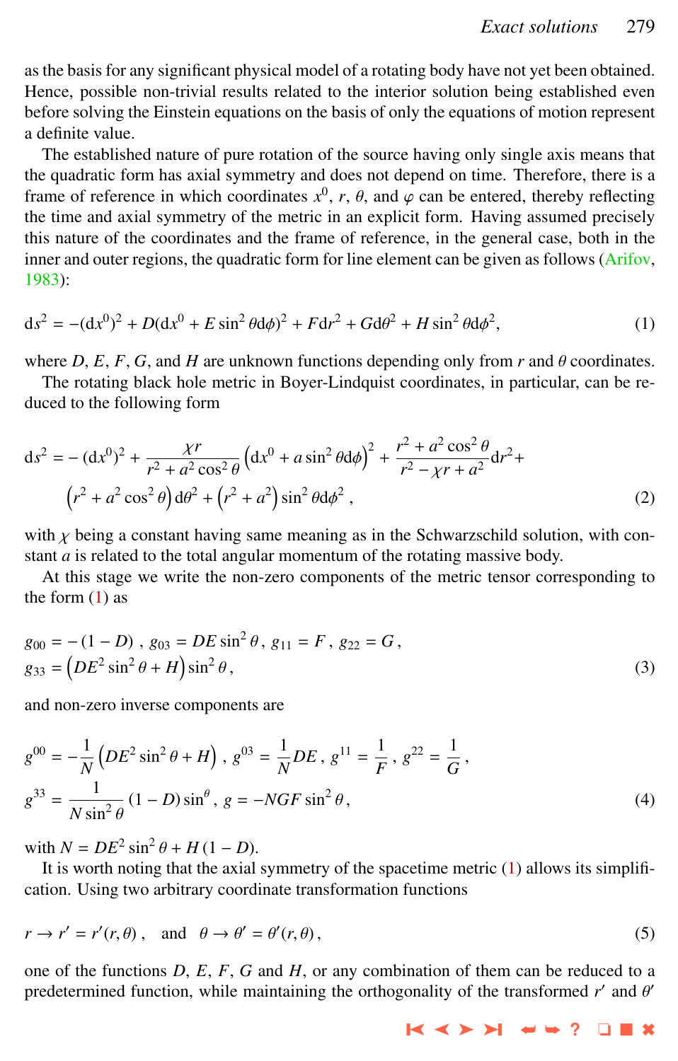as the basis for any significant physical model of a rotating body have not yet been obtained. Hence, possible non-trivial results related to the interior solution being established even before solving the Einstein equations on the basis of only the equations of motion represent a definite value.

The established nature of pure rotation of the source having only single axis means that the quadratic form has axial symmetry and does not depend on time. Therefore, there is a frame of reference in which coordinates $x^0$, $r$, $\theta$, and $\varphi$ can be entered, thereby reflecting the time and axial symmetry of the metric in an explicit form. Having assumed precisely this nature of the coordinates and the frame of reference, in the general case, both in the inner and outer regions, the quadratic form for line element can be given as follows (Arifov, 1983):

$$\mathrm{d}s^2 = -(\mathrm{d}x^0)^2 + D(\mathrm{d}x^0 + E\sin^2\theta\mathrm{d}\phi)^2 + F\mathrm{d}r^2 + G\mathrm{d}\theta^2 + H\sin^2\theta\mathrm{d}\phi^2, \tag{1}$$

where $D$, $E$, $F$, $G$, and $H$ are unknown functions depending only from $r$ and $\theta$ coordinates.

The rotating black hole metric in Boyer-Lindquist coordinates, in particular, can be reduced to the following form

$$\mathrm{d}s^2 = -(\mathrm{d}x^0)^2 + \frac{\chi r}{r^2 + a^2\cos^2\theta}\left(\mathrm{d}x^0 + a\sin^2\theta\mathrm{d}\phi\right)^2 + \frac{r^2 + a^2\cos^2\theta}{r^2 - \chi r + a^2}\mathrm{d}r^2 + \left(r^2 + a^2\cos^2\theta\right)\mathrm{d}\theta^2 + \left(r^2 + a^2\right)\sin^2\theta\mathrm{d}\phi^2\,, \tag{2}$$

with $\chi$ being a constant having same meaning as in the Schwarzschild solution, with constant $a$ is related to the total angular momentum of the rotating massive body.

At this stage we write the non-zero components of the metric tensor corresponding to the form (1) as

$$g_{00} = -(1 - D)\,,\ g_{03} = DE\sin^2\theta\,,\ g_{11} = F\,,\ g_{22} = G\,,$$
$$g_{33} = \left(DE^2\sin^2\theta + H\right)\sin^2\theta\,, \tag{3}$$

and non-zero inverse components are

$$g^{00} = -\frac{1}{N}\left(DE^2\sin^2\theta + H\right)\,,\ g^{03} = \frac{1}{N}DE\,,\ g^{11} = \frac{1}{F}\,,\ g^{22} = \frac{1}{G}\,,$$
$$g^{33} = \frac{1}{N\sin^2\theta}(1 - D)\sin^{\theta}\,,\ g = -NGF\sin^2\theta\,, \tag{4}$$

with $N = DE^2\sin^2\theta + H(1 - D)$.

It is worth noting that the axial symmetry of the spacetime metric (1) allows its simplification. Using two arbitrary coordinate transformation functions

$$r \to r' = r'(r,\theta)\,,\quad \text{and}\quad \theta \to \theta' = \theta'(r,\theta)\,, \tag{5}$$

one of the functions $D$, $E$, $F$, $G$ and $H$, or any combination of them can be reduced to a predetermined function, while maintaining the orthogonality of the transformed $r'$ and $\theta'$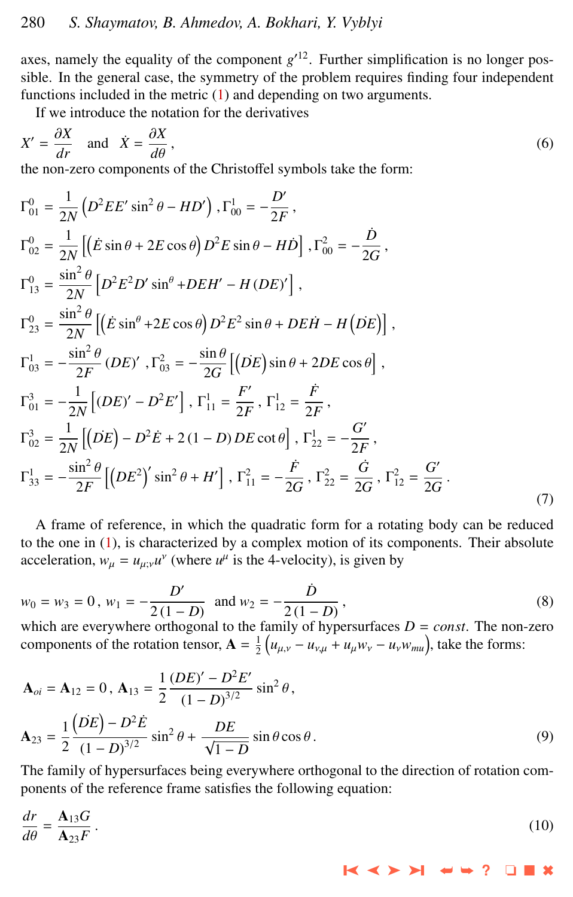axes, namely the equality of the component $g'^{12}$. Further simplification is no longer possible. In the general case, the symmetry of the problem requires finding four independent functions included in the metric (1) and depending on two arguments.

If we introduce the notation for the derivatives

$$
X' = \frac{\partial X}{dr} \quad \text{and} \quad \dot{X} = \frac{\partial X}{d\theta}\,, \tag{6}
$$

the non-zero components of the Christoffel symbols take the form:

$$
\begin{aligned}
\Gamma^0_{01} &= \frac{1}{2N}\left(D^2 E E' \sin^2\theta - H D'\right), \Gamma^1_{00} = -\frac{D'}{2F}\,,\\
\Gamma^0_{02} &= \frac{1}{2N}\left[\left(\dot{E}\sin\theta + 2E\cos\theta\right) D^2 E \sin\theta - H\dot{D}\right], \Gamma^2_{00} = -\frac{\dot{D}}{2G}\,,\\
\Gamma^0_{13} &= \frac{\sin^2\theta}{2N}\left[D^2 E^2 D' \sin^\theta + DEH' - H\left(DE\right)'\right],\\
\Gamma^0_{23} &= \frac{\sin^2\theta}{2N}\left[\left(\dot{E}\sin^\theta + 2E\cos\theta\right) D^2 E^2 \sin\theta + DE\dot{H} - H\left(\dot{DE}\right)\right],\\
\Gamma^1_{03} &= -\frac{\sin^2\theta}{2F}\left(DE\right)', \Gamma^2_{03} = -\frac{\sin\theta}{2G}\left[\left(\dot{DE}\right)\sin\theta + 2DE\cos\theta\right],\\
\Gamma^3_{01} &= -\frac{1}{2N}\left[\left(DE\right)' - D^2 E'\right], \Gamma^1_{11} = \frac{F'}{2F}\,, \Gamma^1_{12} = \frac{\dot{F}}{2F}\,,\\
\Gamma^3_{02} &= \frac{1}{2N}\left[\left(\dot{DE}\right) - D^2\dot{E} + 2\left(1-D\right) DE\cot\theta\right], \Gamma^1_{22} = -\frac{G'}{2F}\,,\\
\Gamma^1_{33} &= -\frac{\sin^2\theta}{2F}\left[\left(DE^2\right)'\sin^2\theta + H'\right], \Gamma^2_{11} = -\frac{\dot{F}}{2G}\,, \Gamma^2_{22} = \frac{\dot{G}}{2G}\,, \Gamma^2_{12} = \frac{G'}{2G}\,.
\end{aligned} \tag{7}
$$

A frame of reference, in which the quadratic form for a rotating body can be reduced to the one in (1), is characterized by a complex motion of its components. Their absolute acceleration, $w_\mu = u_{\mu;\nu}u^\nu$ (where $u^\mu$ is the 4-velocity), is given by

$$
w_0 = w_3 = 0\,, \; w_1 = -\frac{D'}{2\left(1-D\right)} \; \text{ and } w_2 = -\frac{\dot{D}}{2\left(1-D\right)}\,, \tag{8}
$$

which are everywhere orthogonal to the family of hypersurfaces $D = const$. The non-zero components of the rotation tensor, $\mathbf{A} = \frac{1}{2}\left(u_{\mu,\nu} - u_{\nu,\mu} + u_\mu w_\nu - u_\nu w_{mu}\right)$, take the forms:

$$
\begin{aligned}
\mathbf{A}_{oi} &= \mathbf{A}_{12} = 0\,, \mathbf{A}_{13} = \frac{1}{2}\frac{\left(DE\right)' - D^2 E'}{\left(1-D\right)^{3/2}}\sin^2\theta\,,\\
\mathbf{A}_{23} &= \frac{1}{2}\frac{\left(\dot{DE}\right) - D^2\dot{E}}{\left(1-D\right)^{3/2}}\sin^2\theta + \frac{DE}{\sqrt{1-D}}\sin\theta\cos\theta\,.
\end{aligned} \tag{9}
$$

The family of hypersurfaces being everywhere orthogonal to the direction of rotation components of the reference frame satisfies the following equation:

$$
\frac{dr}{d\theta} = \frac{\mathbf{A}_{13} G}{\mathbf{A}_{23} F}\,. \tag{10}
$$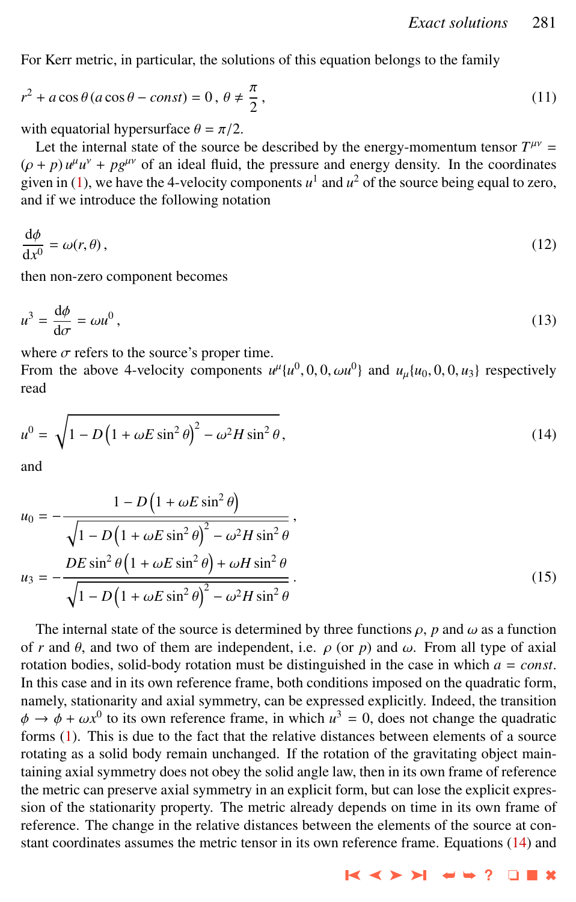For Kerr metric, in particular, the solutions of this equation belongs to the family

$$r^2 + a\cos\theta\,(a\cos\theta - const) = 0\,,\ \theta \neq \frac{\pi}{2}\,, \tag{11}$$

with equatorial hypersurface $\theta = \pi/2$.

Let the internal state of the source be described by the energy-momentum tensor $T^{\mu\nu} = (\rho + p)\,u^\mu u^\nu + pg^{\mu\nu}$ of an ideal fluid, the pressure and energy density. In the coordinates given in (1), we have the 4-velocity components $u^1$ and $u^2$ of the source being equal to zero, and if we introduce the following notation

$$\frac{\mathrm{d}\phi}{\mathrm{d}x^0} = \omega(r,\theta)\,, \tag{12}$$

then non-zero component becomes

$$u^3 = \frac{\mathrm{d}\phi}{\mathrm{d}\sigma} = \omega u^0\,, \tag{13}$$

where $\sigma$ refers to the source's proper time.

From the above 4-velocity components $u^\mu\{u^0, 0, 0, \omega u^0\}$ and $u_\mu\{u_0, 0, 0, u_3\}$ respectively read

$$u^0 = \sqrt{1 - D\left(1 + \omega E\sin^2\theta\right)^2 - \omega^2 H\sin^2\theta}\,, \tag{14}$$

and

$$u_0 = -\frac{1 - D\left(1 + \omega E\sin^2\theta\right)}{\sqrt{1 - D\left(1 + \omega E\sin^2\theta\right)^2 - \omega^2 H\sin^2\theta}}\,,$$
$$u_3 = -\frac{DE\sin^2\theta\left(1 + \omega E\sin^2\theta\right) + \omega H\sin^2\theta}{\sqrt{1 - D\left(1 + \omega E\sin^2\theta\right)^2 - \omega^2 H\sin^2\theta}}\,. \tag{15}$$

The internal state of the source is determined by three functions $\rho$, $p$ and $\omega$ as a function of $r$ and $\theta$, and two of them are independent, i.e. $\rho$ (or $p$) and $\omega$. From all type of axial rotation bodies, solid-body rotation must be distinguished in the case in which $a = const$. In this case and in its own reference frame, both conditions imposed on the quadratic form, namely, stationarity and axial symmetry, can be expressed explicitly. Indeed, the transition $\phi \to \phi + \omega x^0$ to its own reference frame, in which $u^3 = 0$, does not change the quadratic forms (1). This is due to the fact that the relative distances between elements of a source rotating as a solid body remain unchanged. If the rotation of the gravitating object maintaining axial symmetry does not obey the solid angle law, then in its own frame of reference the metric can preserve axial symmetry in an explicit form, but can lose the explicit expression of the stationarity property. The metric already depends on time in its own frame of reference. The change in the relative distances between the elements of the source at constant coordinates assumes the metric tensor in its own reference frame. Equations (14) and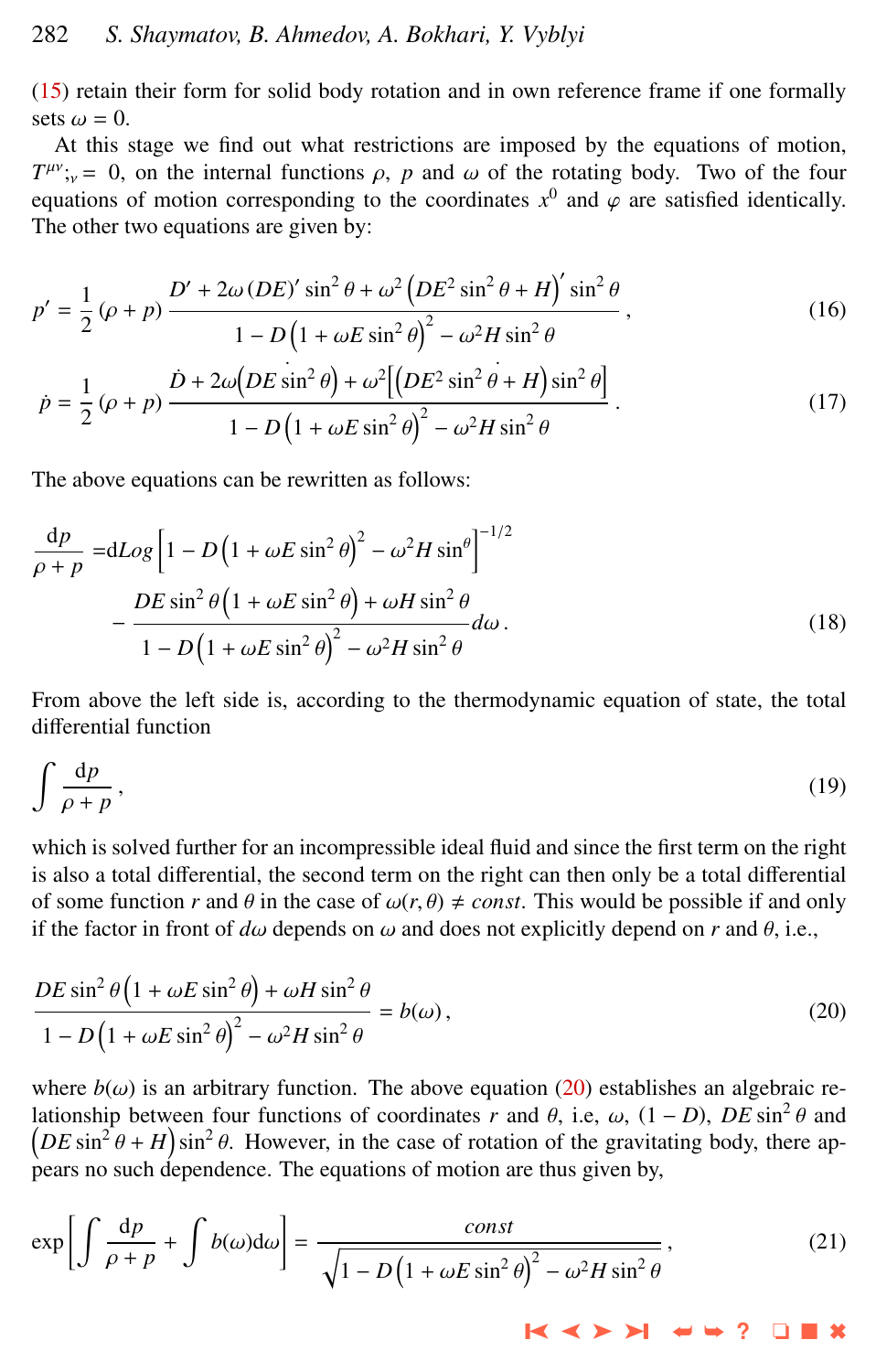(15) retain their form for solid body rotation and in own reference frame if one formally sets $\omega = 0$.

At this stage we find out what restrictions are imposed by the equations of motion, $T^{\mu\nu}{}_{;\nu} = 0$, on the internal functions $\rho$, $p$ and $\omega$ of the rotating body. Two of the four equations of motion corresponding to the coordinates $x^0$ and $\varphi$ are satisfied identically. The other two equations are given by:

$$p' = \frac{1}{2}(\rho + p)\frac{D' + 2\omega\,(DE)'\sin^2\theta + \omega^2\left(DE^2\sin^2\theta + H\right)'\sin^2\theta}{1 - D\left(1 + \omega E\sin^2\theta\right)^2 - \omega^2 H\sin^2\theta}, \tag{16}$$

$$\dot{p} = \frac{1}{2}(\rho + p)\frac{\dot{D} + 2\omega\left(D\dot{E}\sin^2\theta\right) + \omega^2\left[\left(D\dot{E}^2\sin^2\theta + H\right)\sin^2\theta\right]}{1 - D\left(1 + \omega E\sin^2\theta\right)^2 - \omega^2 H\sin^2\theta}. \tag{17}$$

The above equations can be rewritten as follows:

$$\begin{aligned}\frac{\mathrm{d}p}{\rho + p} =& \mathrm{d}Log\left[1 - D\left(1 + \omega E\sin^2\theta\right)^2 - \omega^2 H\sin^\theta\right]^{-1/2} \\ &- \frac{DE\sin^2\theta\left(1 + \omega E\sin^2\theta\right) + \omega H\sin^2\theta}{1 - D\left(1 + \omega E\sin^2\theta\right)^2 - \omega^2 H\sin^2\theta}d\omega\,.\end{aligned} \tag{18}$$

From above the left side is, according to the thermodynamic equation of state, the total differential function

$$\int \frac{\mathrm{d}p}{\rho + p}, \tag{19}$$

which is solved further for an incompressible ideal fluid and since the first term on the right is also a total differential, the second term on the right can then only be a total differential of some function $r$ and $\theta$ in the case of $\omega(r, \theta) \neq const$. This would be possible if and only if the factor in front of $d\omega$ depends on $\omega$ and does not explicitly depend on $r$ and $\theta$, i.e.,

$$\frac{DE\sin^2\theta\left(1 + \omega E\sin^2\theta\right) + \omega H\sin^2\theta}{1 - D\left(1 + \omega E\sin^2\theta\right)^2 - \omega^2 H\sin^2\theta} = b(\omega), \tag{20}$$

where $b(\omega)$ is an arbitrary function. The above equation (20) establishes an algebraic relationship between four functions of coordinates $r$ and $\theta$, i.e, $\omega$, $(1 - D)$, $DE\sin^2\theta$ and $\left(DE\sin^2\theta + H\right)\sin^2\theta$. However, in the case of rotation of the gravitating body, there appears no such dependence. The equations of motion are thus given by,

$$\exp\left[\int \frac{\mathrm{d}p}{\rho + p} + \int b(\omega)\mathrm{d}\omega\right] = \frac{const}{\sqrt{1 - D\left(1 + \omega E\sin^2\theta\right)^2 - \omega^2 H\sin^2\theta}}, \tag{21}$$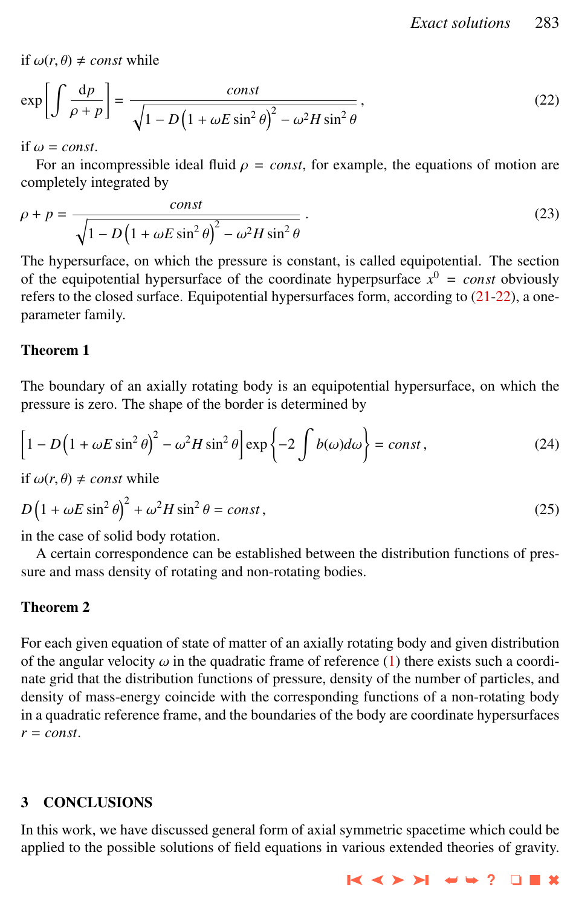if $\omega(r,\theta) \neq const$ while

$$\exp\left[\int \frac{\mathrm{d}p}{\rho + p}\right] = \frac{const}{\sqrt{1 - D\left(1 + \omega E \sin^2\theta\right)^2 - \omega^2 H \sin^2\theta}}\,, \tag{22}$$

if $\omega = const$.

For an incompressible ideal fluid $\rho = const$, for example, the equations of motion are completely integrated by

$$\rho + p = \frac{const}{\sqrt{1 - D\left(1 + \omega E \sin^2\theta\right)^2 - \omega^2 H \sin^2\theta}}\,. \tag{23}$$

The hypersurface, on which the pressure is constant, is called equipotential. The section of the equipotential hypersurface of the coordinate hyperpsurface $x^0 = const$ obviously refers to the closed surface. Equipotential hypersurfaces form, according to (21-22), a one-parameter family.

### Theorem 1

The boundary of an axially rotating body is an equipotential hypersurface, on which the pressure is zero. The shape of the border is determined by

$$\left[1 - D\left(1 + \omega E \sin^2\theta\right)^2 - \omega^2 H \sin^2\theta\right] \exp\left\{-2\int b(\omega)d\omega\right\} = const\,, \tag{24}$$

if $\omega(r,\theta) \neq const$ while

$$D\left(1 + \omega E \sin^2\theta\right)^2 + \omega^2 H \sin^2\theta = const\,, \tag{25}$$

in the case of solid body rotation.

A certain correspondence can be established between the distribution functions of pressure and mass density of rotating and non-rotating bodies.

### Theorem 2

For each given equation of state of matter of an axially rotating body and given distribution of the angular velocity $\omega$ in the quadratic frame of reference (1) there exists such a coordinate grid that the distribution functions of pressure, density of the number of particles, and density of mass-energy coincide with the corresponding functions of a non-rotating body in a quadratic reference frame, and the boundaries of the body are coordinate hypersurfaces $r = const$.

## 3 CONCLUSIONS

In this work, we have discussed general form of axial symmetric spacetime which could be applied to the possible solutions of field equations in various extended theories of gravity.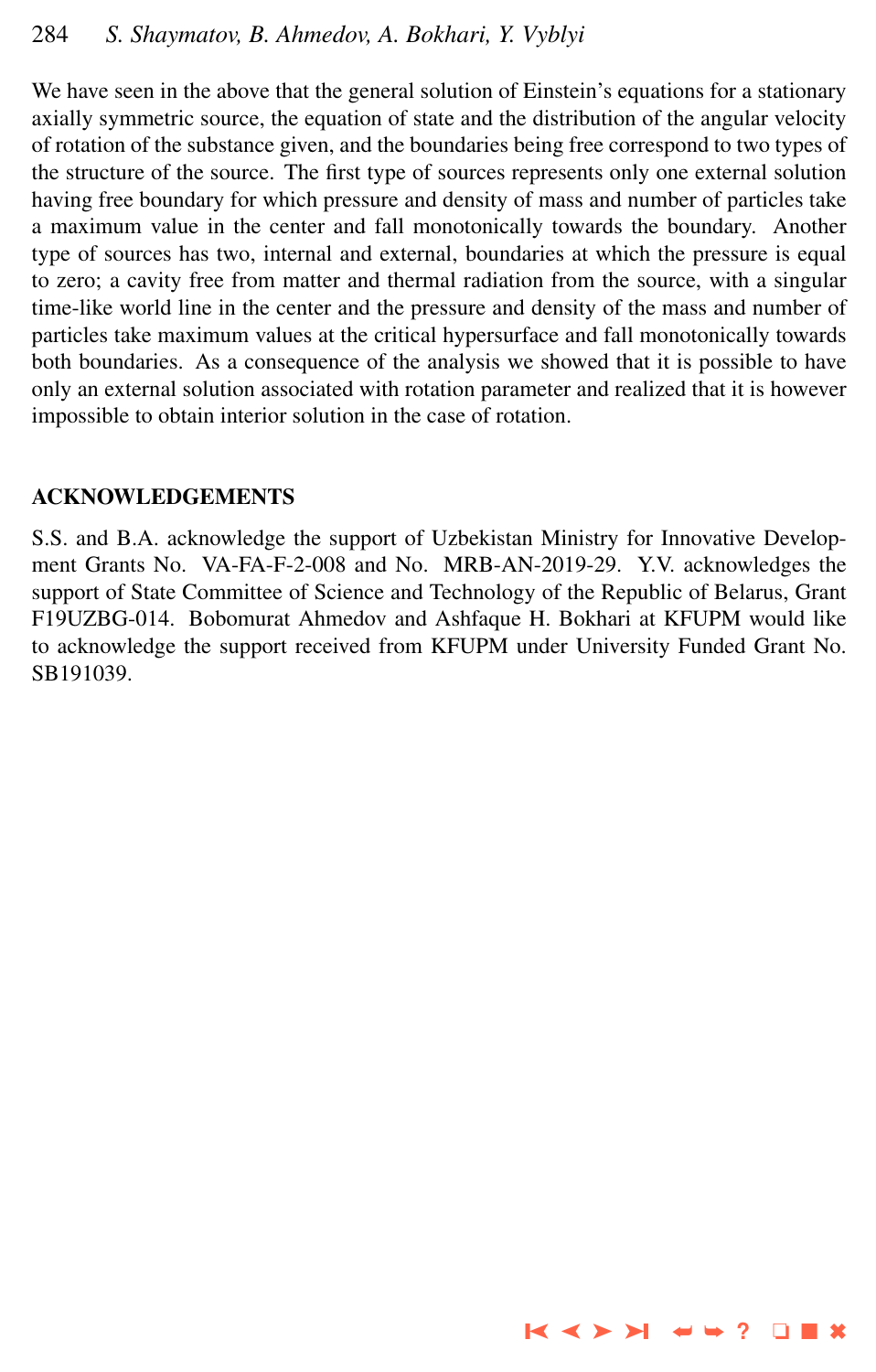We have seen in the above that the general solution of Einstein's equations for a stationary axially symmetric source, the equation of state and the distribution of the angular velocity of rotation of the substance given, and the boundaries being free correspond to two types of the structure of the source. The first type of sources represents only one external solution having free boundary for which pressure and density of mass and number of particles take a maximum value in the center and fall monotonically towards the boundary. Another type of sources has two, internal and external, boundaries at which the pressure is equal to zero; a cavity free from matter and thermal radiation from the source, with a singular time-like world line in the center and the pressure and density of the mass and number of particles take maximum values at the critical hypersurface and fall monotonically towards both boundaries. As a consequence of the analysis we showed that it is possible to have only an external solution associated with rotation parameter and realized that it is however impossible to obtain interior solution in the case of rotation.

## ACKNOWLEDGEMENTS

S.S. and B.A. acknowledge the support of Uzbekistan Ministry for Innovative Development Grants No. VA-FA-F-2-008 and No. MRB-AN-2019-29. Y.V. acknowledges the support of State Committee of Science and Technology of the Republic of Belarus, Grant F19UZBG-014. Bobomurat Ahmedov and Ashfaque H. Bokhari at KFUPM would like to acknowledge the support received from KFUPM under University Funded Grant No. SB191039.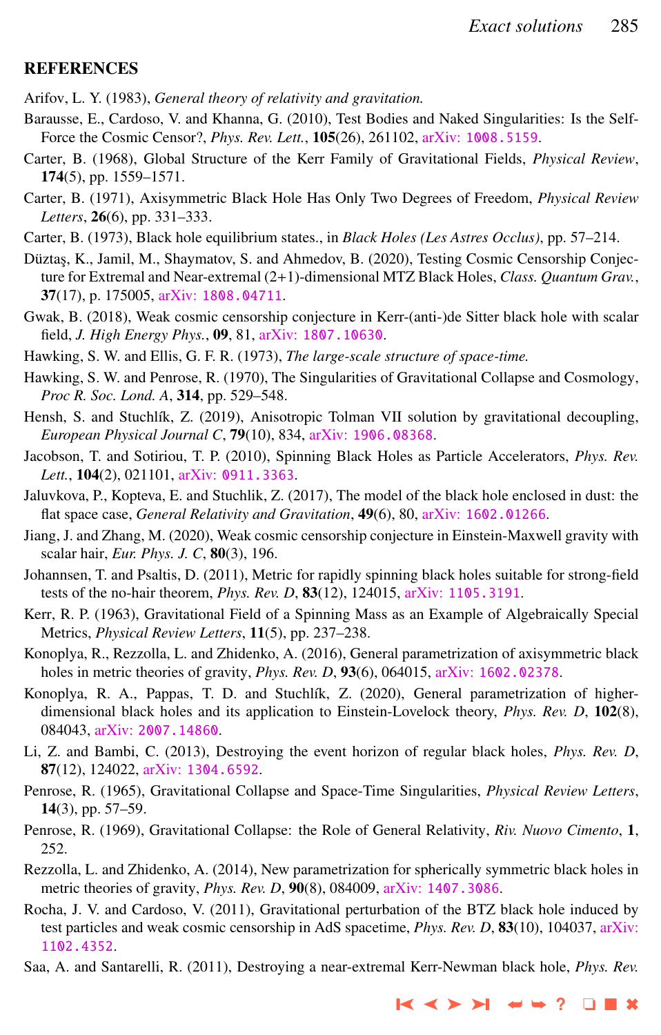## REFERENCES

Arifov, L. Y. (1983), *General theory of relativity and gravitation.*

Barausse, E., Cardoso, V. and Khanna, G. (2010), Test Bodies and Naked Singularities: Is the Self-Force the Cosmic Censor?, *Phys. Rev. Lett.*, **105**(26), 261102, arXiv: 1008.5159.

Carter, B. (1968), Global Structure of the Kerr Family of Gravitational Fields, *Physical Review*, **174**(5), pp. 1559–1571.

Carter, B. (1971), Axisymmetric Black Hole Has Only Two Degrees of Freedom, *Physical Review Letters*, **26**(6), pp. 331–333.

Carter, B. (1973), Black hole equilibrium states., in *Black Holes (Les Astres Occlus)*, pp. 57–214.

Düztaş, K., Jamil, M., Shaymatov, S. and Ahmedov, B. (2020), Testing Cosmic Censorship Conjecture for Extremal and Near-extremal (2+1)-dimensional MTZ Black Holes, *Class. Quantum Grav.*, **37**(17), p. 175005, arXiv: 1808.04711.

Gwak, B. (2018), Weak cosmic censorship conjecture in Kerr-(anti-)de Sitter black hole with scalar field, *J. High Energy Phys.*, **09**, 81, arXiv: 1807.10630.

Hawking, S. W. and Ellis, G. F. R. (1973), *The large-scale structure of space-time.*

Hawking, S. W. and Penrose, R. (1970), The Singularities of Gravitational Collapse and Cosmology, *Proc R. Soc. Lond. A*, **314**, pp. 529–548.

Hensh, S. and Stuchlík, Z. (2019), Anisotropic Tolman VII solution by gravitational decoupling, *European Physical Journal C*, **79**(10), 834, arXiv: 1906.08368.

Jacobson, T. and Sotiriou, T. P. (2010), Spinning Black Holes as Particle Accelerators, *Phys. Rev. Lett.*, **104**(2), 021101, arXiv: 0911.3363.

Jaluvkova, P., Kopteva, E. and Stuchlik, Z. (2017), The model of the black hole enclosed in dust: the flat space case, *General Relativity and Gravitation*, **49**(6), 80, arXiv: 1602.01266.

Jiang, J. and Zhang, M. (2020), Weak cosmic censorship conjecture in Einstein-Maxwell gravity with scalar hair, *Eur. Phys. J. C*, **80**(3), 196.

Johannsen, T. and Psaltis, D. (2011), Metric for rapidly spinning black holes suitable for strong-field tests of the no-hair theorem, *Phys. Rev. D*, **83**(12), 124015, arXiv: 1105.3191.

Kerr, R. P. (1963), Gravitational Field of a Spinning Mass as an Example of Algebraically Special Metrics, *Physical Review Letters*, **11**(5), pp. 237–238.

Konoplya, R., Rezzolla, L. and Zhidenko, A. (2016), General parametrization of axisymmetric black holes in metric theories of gravity, *Phys. Rev. D*, **93**(6), 064015, arXiv: 1602.02378.

Konoplya, R. A., Pappas, T. D. and Stuchlík, Z. (2020), General parametrization of higher-dimensional black holes and its application to Einstein-Lovelock theory, *Phys. Rev. D*, **102**(8), 084043, arXiv: 2007.14860.

Li, Z. and Bambi, C. (2013), Destroying the event horizon of regular black holes, *Phys. Rev. D*, **87**(12), 124022, arXiv: 1304.6592.

Penrose, R. (1965), Gravitational Collapse and Space-Time Singularities, *Physical Review Letters*, **14**(3), pp. 57–59.

Penrose, R. (1969), Gravitational Collapse: the Role of General Relativity, *Riv. Nuovo Cimento*, **1**, 252.

Rezzolla, L. and Zhidenko, A. (2014), New parametrization for spherically symmetric black holes in metric theories of gravity, *Phys. Rev. D*, **90**(8), 084009, arXiv: 1407.3086.

Rocha, J. V. and Cardoso, V. (2011), Gravitational perturbation of the BTZ black hole induced by test particles and weak cosmic censorship in AdS spacetime, *Phys. Rev. D*, **83**(10), 104037, arXiv: 1102.4352.

Saa, A. and Santarelli, R. (2011), Destroying a near-extremal Kerr-Newman black hole, *Phys. Rev.*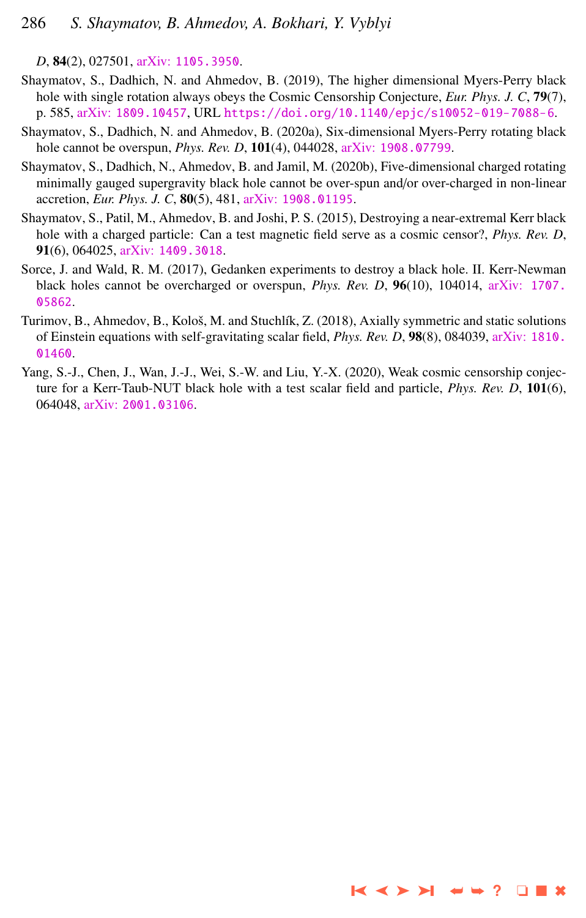*D*, **84**(2), 027501, arXiv: 1105.3950.

Shaymatov, S., Dadhich, N. and Ahmedov, B. (2019), The higher dimensional Myers-Perry black hole with single rotation always obeys the Cosmic Censorship Conjecture, *Eur. Phys. J. C*, **79**(7), p. 585, arXiv: 1809.10457, URL https://doi.org/10.1140/epjc/s10052-019-7088-6.

Shaymatov, S., Dadhich, N. and Ahmedov, B. (2020a), Six-dimensional Myers-Perry rotating black hole cannot be overspun, *Phys. Rev. D*, **101**(4), 044028, arXiv: 1908.07799.

Shaymatov, S., Dadhich, N., Ahmedov, B. and Jamil, M. (2020b), Five-dimensional charged rotating minimally gauged supergravity black hole cannot be over-spun and/or over-charged in non-linear accretion, *Eur. Phys. J. C*, **80**(5), 481, arXiv: 1908.01195.

Shaymatov, S., Patil, M., Ahmedov, B. and Joshi, P. S. (2015), Destroying a near-extremal Kerr black hole with a charged particle: Can a test magnetic field serve as a cosmic censor?, *Phys. Rev. D*, **91**(6), 064025, arXiv: 1409.3018.

Sorce, J. and Wald, R. M. (2017), Gedanken experiments to destroy a black hole. II. Kerr-Newman black holes cannot be overcharged or overspun, *Phys. Rev. D*, **96**(10), 104014, arXiv: 1707.05862.

Turimov, B., Ahmedov, B., Kološ, M. and Stuchlík, Z. (2018), Axially symmetric and static solutions of Einstein equations with self-gravitating scalar field, *Phys. Rev. D*, **98**(8), 084039, arXiv: 1810.01460.

Yang, S.-J., Chen, J., Wan, J.-J., Wei, S.-W. and Liu, Y.-X. (2020), Weak cosmic censorship conjecture for a Kerr-Taub-NUT black hole with a test scalar field and particle, *Phys. Rev. D*, **101**(6), 064048, arXiv: 2001.03106.